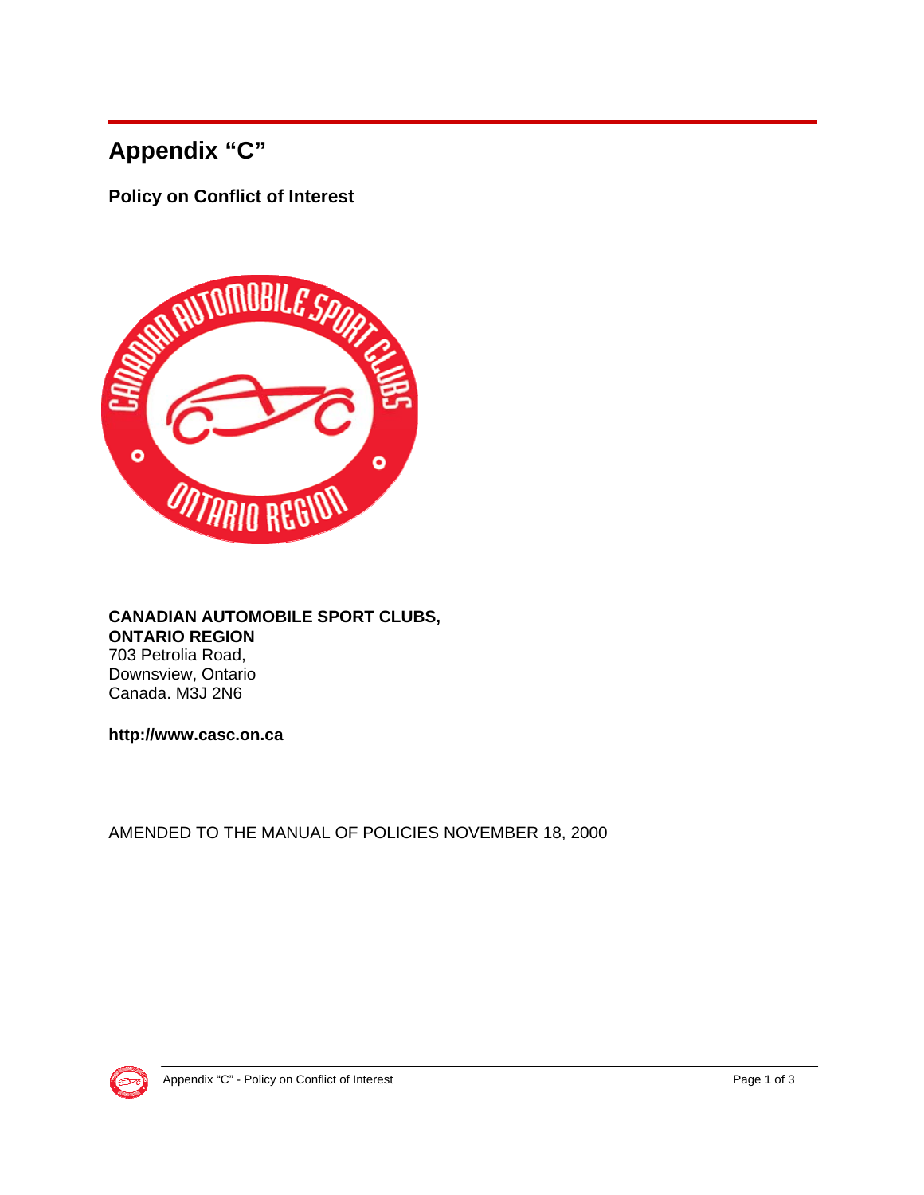# Appendix "C"

### Policy on Conflict of Interest

**CANADIAN AUTOMOBILE SPORT CLUBS,**
**ONTARIO REGION**
703 Petrolia Road,
Downsview, Ontario
Canada. M3J 2N6

**http://www.casc.on.ca**

AMENDED TO THE MANUAL OF POLICIES NOVEMBER 18, 2000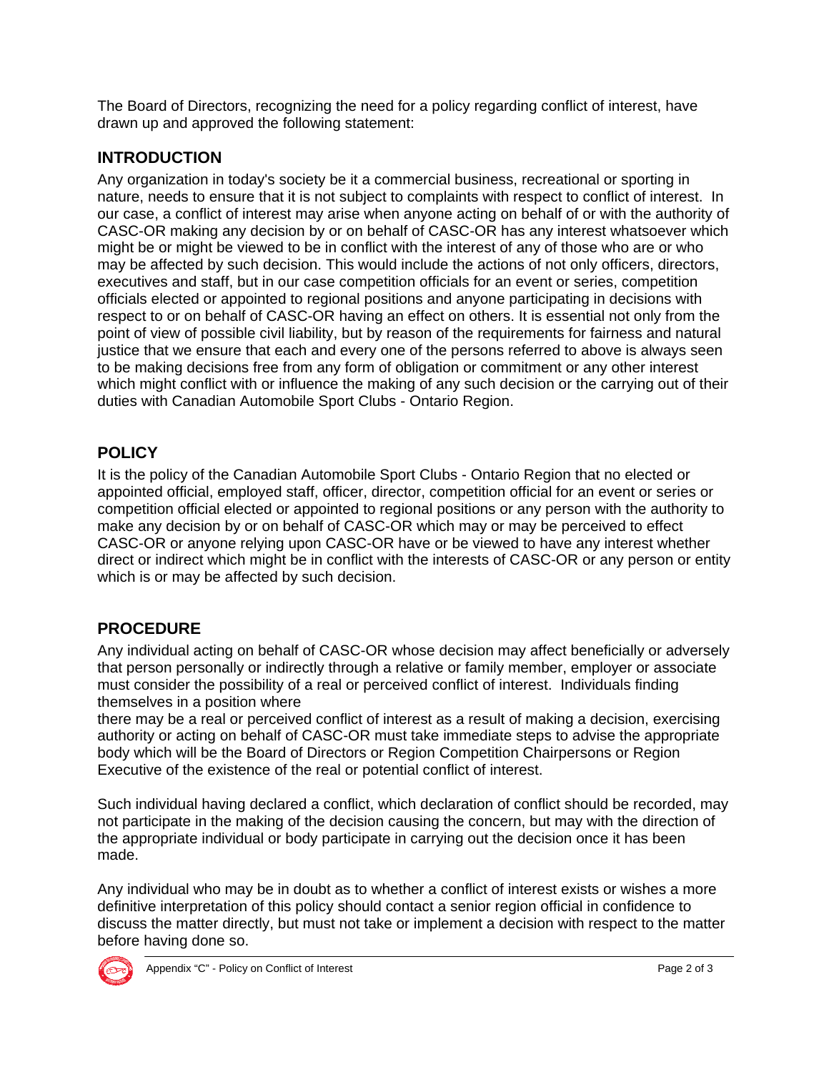The Board of Directors, recognizing the need for a policy regarding conflict of interest, have drawn up and approved the following statement:

## INTRODUCTION

Any organization in today's society be it a commercial business, recreational or sporting in nature, needs to ensure that it is not subject to complaints with respect to conflict of interest. In our case, a conflict of interest may arise when anyone acting on behalf of or with the authority of CASC-OR making any decision by or on behalf of CASC-OR has any interest whatsoever which might be or might be viewed to be in conflict with the interest of any of those who are or who may be affected by such decision. This would include the actions of not only officers, directors, executives and staff, but in our case competition officials for an event or series, competition officials elected or appointed to regional positions and anyone participating in decisions with respect to or on behalf of CASC-OR having an effect on others. It is essential not only from the point of view of possible civil liability, but by reason of the requirements for fairness and natural justice that we ensure that each and every one of the persons referred to above is always seen to be making decisions free from any form of obligation or commitment or any other interest which might conflict with or influence the making of any such decision or the carrying out of their duties with Canadian Automobile Sport Clubs - Ontario Region.

## POLICY

It is the policy of the Canadian Automobile Sport Clubs - Ontario Region that no elected or appointed official, employed staff, officer, director, competition official for an event or series or competition official elected or appointed to regional positions or any person with the authority to make any decision by or on behalf of CASC-OR which may or may be perceived to effect CASC-OR or anyone relying upon CASC-OR have or be viewed to have any interest whether direct or indirect which might be in conflict with the interests of CASC-OR or any person or entity which is or may be affected by such decision.

## PROCEDURE

Any individual acting on behalf of CASC-OR whose decision may affect beneficially or adversely that person personally or indirectly through a relative or family member, employer or associate must consider the possibility of a real or perceived conflict of interest. Individuals finding themselves in a position where there may be a real or perceived conflict of interest as a result of making a decision, exercising authority or acting on behalf of CASC-OR must take immediate steps to advise the appropriate body which will be the Board of Directors or Region Competition Chairpersons or Region Executive of the existence of the real or potential conflict of interest.

Such individual having declared a conflict, which declaration of conflict should be recorded, may not participate in the making of the decision causing the concern, but may with the direction of the appropriate individual or body participate in carrying out the decision once it has been made.

Any individual who may be in doubt as to whether a conflict of interest exists or wishes a more definitive interpretation of this policy should contact a senior region official in confidence to discuss the matter directly, but must not take or implement a decision with respect to the matter before having done so.